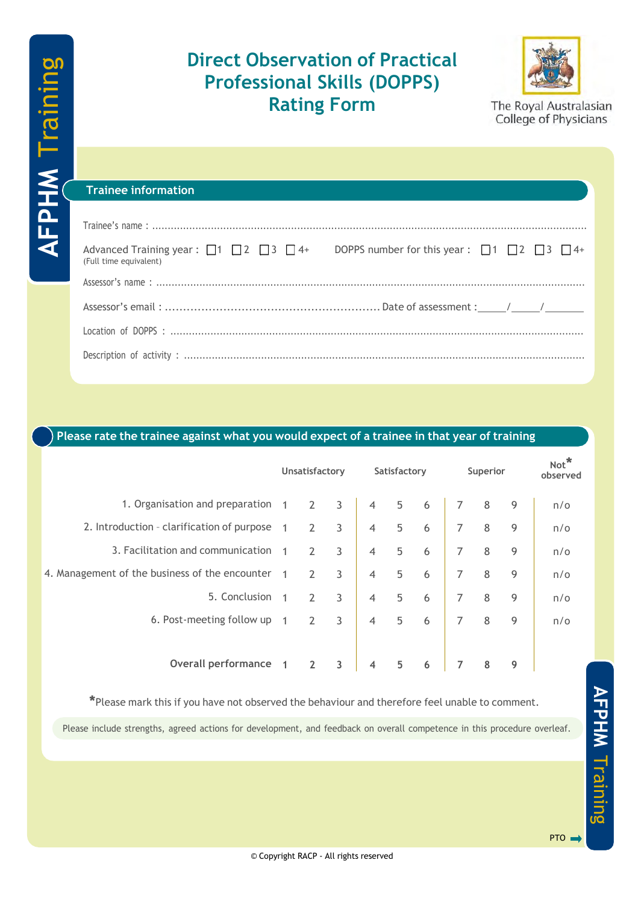AFPHM Training

# Direct Observation of Practical Professional Skills (DOPPS) Rating Form

The Royal Australasian College of Physicians

## Trainee information

Trainee's name : ......................................................................................................................................................

Advanced Training year : ☐1 ☐2 ☐3 ☐4+ DOPPS number for this year : ☐1 ☐2 ☐3 ☐4+
(Full time equivalent)

Assessor's name : ....................................................................................................................................................

Assessor's email : ........................................................... Date of assessment :_____/_____/_______

Location of DOPPS : ...............................................................................................................................................

Description of activity : ..........................................................................................................................................

## Please rate the trainee against what you would expect of a trainee in that year of training

| | Unsatisfactory | | | Satisfactory | | | Superior | | | Not* observed |
|---|---|---|---|---|---|---|---|---|---|---|
| 1. Organisation and preparation | 1 | 2 | 3 | 4 | 5 | 6 | 7 | 8 | 9 | n/o |
| 2. Introduction - clarification of purpose | 1 | 2 | 3 | 4 | 5 | 6 | 7 | 8 | 9 | n/o |
| 3. Facilitation and communication | 1 | 2 | 3 | 4 | 5 | 6 | 7 | 8 | 9 | n/o |
| 4. Management of the business of the encounter | 1 | 2 | 3 | 4 | 5 | 6 | 7 | 8 | 9 | n/o |
| 5. Conclusion | 1 | 2 | 3 | 4 | 5 | 6 | 7 | 8 | 9 | n/o |
| 6. Post-meeting follow up | 1 | 2 | 3 | 4 | 5 | 6 | 7 | 8 | 9 | n/o |
| **Overall performance** | 1 | 2 | 3 | 4 | 5 | 6 | 7 | 8 | 9 | |

*Please mark this if you have not observed the behaviour and therefore feel unable to comment.

Please include strengths, agreed actions for development, and feedback on overall competence in this procedure overleaf.

AFPHM Training

PTO ➡

© Copyright RACP - All rights reserved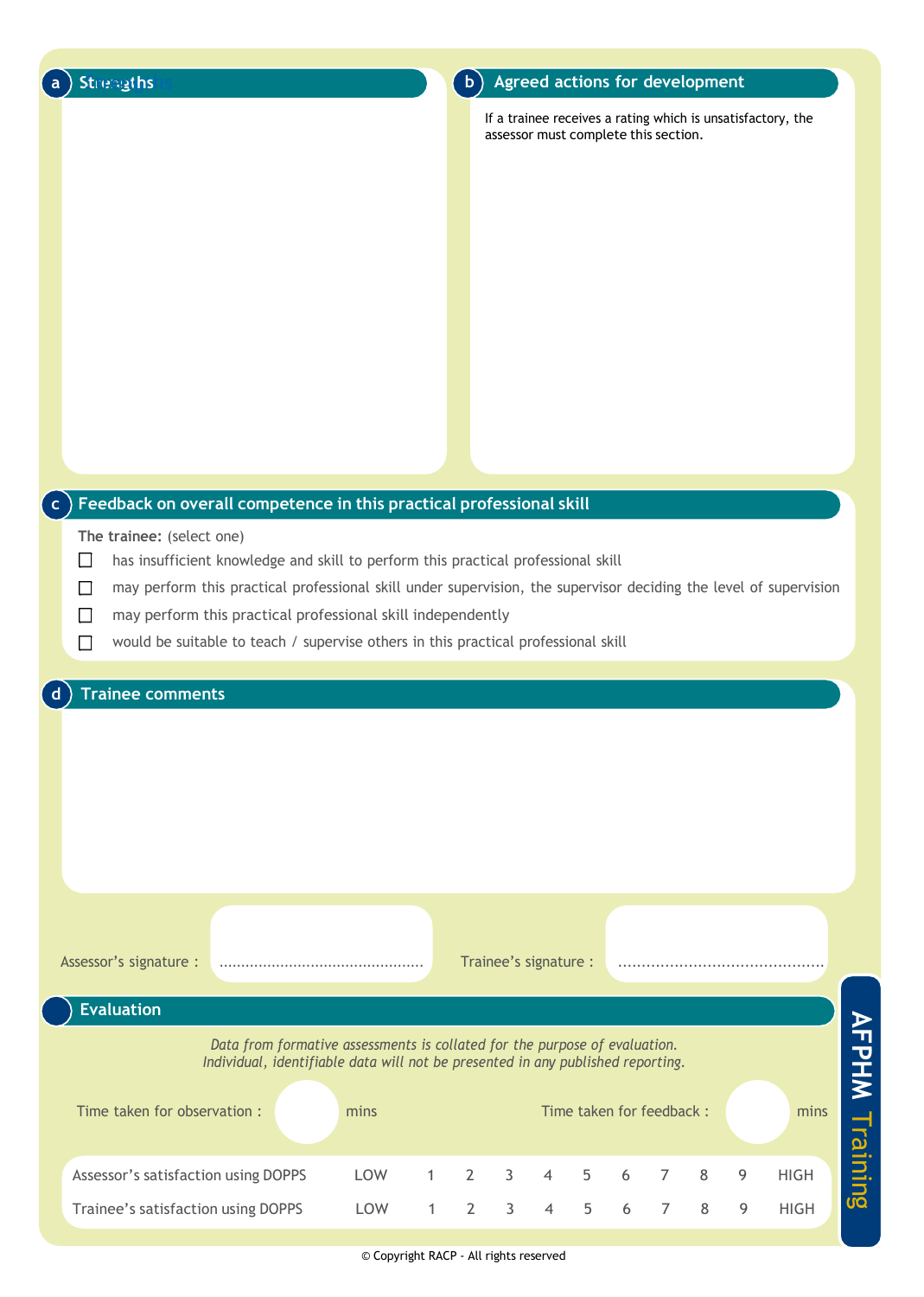## a Strengths

## b Agreed actions for development

If a trainee receives a rating which is unsatisfactory, the assessor must complete this section.

## c Feedback on overall competence in this practical professional skill

**The trainee:** (select one)

- ☐ has insufficient knowledge and skill to perform this practical professional skill
- ☐ may perform this practical professional skill under supervision, the supervisor deciding the level of supervision
- ☐ may perform this practical professional skill independently
- ☐ would be suitable to teach / supervise others in this practical professional skill

## d Trainee comments

Assessor's signature : ..............................................

Trainee's signature : ..............................................

## Evaluation

*Data from formative assessments is collated for the purpose of evaluation.*
*Individual, identifiable data will not be presented in any published reporting.*

Time taken for observation : mins

Time taken for feedback : mins

| | | | | | | | | | | | |
|---|---|---|---|---|---|---|---|---|---|---|---|
| Assessor's satisfaction using DOPPS | LOW | 1 | 2 | 3 | 4 | 5 | 6 | 7 | 8 | 9 | HIGH |
| Trainee's satisfaction using DOPPS | LOW | 1 | 2 | 3 | 4 | 5 | 6 | 7 | 8 | 9 | HIGH |

AFPHM Training

© Copyright RACP - All rights reserved